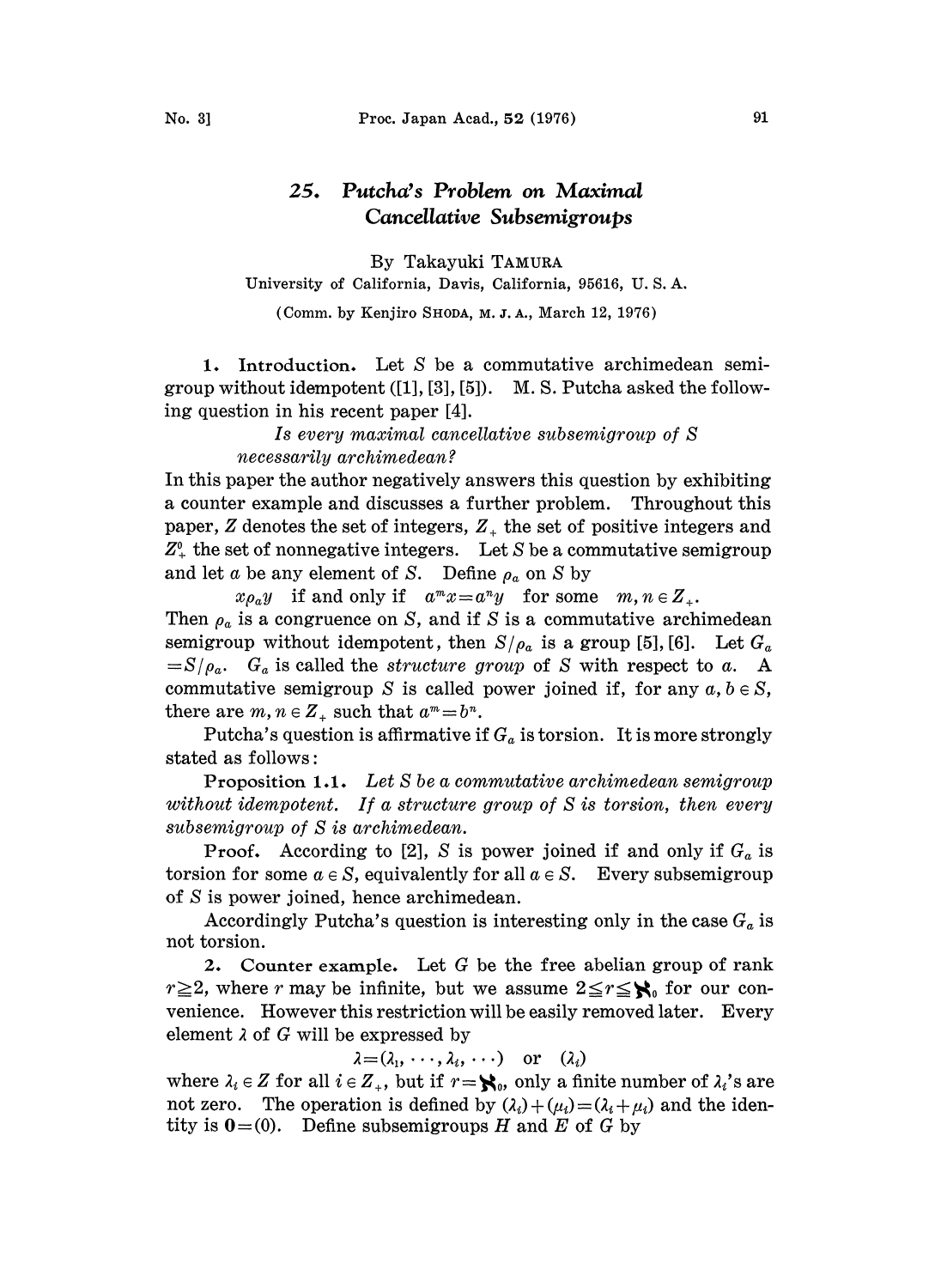# 25. *Putcha's Problem on Maximal Cancellative Subsemigroups*

By Takayuki TAMURA

University of California, Davis, California, 95616, U. S. A.

(Comm. by Kenjiro SHODA, M. J. A., March 12, 1976)

**1. Introduction.** Let $S$ be a commutative archimedean semigroup without idempotent ([1], [3], [5]). M. S. Putcha asked the following question in his recent paper [4].

*Is every maximal cancellative subsemigroup of $S$ necessarily archimedean?*

In this paper the author negatively answers this question by exhibiting a counter example and discusses a further problem. Throughout this paper, $Z$ denotes the set of integers, $Z_+$ the set of positive integers and $Z_+^0$ the set of nonnegative integers. Let $S$ be a commutative semigroup and let $a$ be any element of $S$. Define $\rho_a$ on $S$ by

$$x\rho_a y \quad \text{if and only if} \quad a^m x = a^n y \quad \text{for some} \quad m, n \in Z_+.$$

Then $\rho_a$ is a congruence on $S$, and if $S$ is a commutative archimedean semigroup without idempotent, then $S/\rho_a$ is a group [5], [6]. Let $G_a = S/\rho_a$. $G_a$ is called the *structure group* of $S$ with respect to $a$. A commutative semigroup $S$ is called power joined if, for any $a, b \in S$, there are $m, n \in Z_+$ such that $a^m = b^n$.

Putcha's question is affirmative if $G_a$ is torsion. It is more strongly stated as follows:

**Proposition 1.1.** *Let $S$ be a commutative archimedean semigroup without idempotent. If a structure group of $S$ is torsion, then every subsemigroup of $S$ is archimedean.*

**Proof.** According to [2], $S$ is power joined if and only if $G_a$ is torsion for some $a \in S$, equivalently for all $a \in S$. Every subsemigroup of $S$ is power joined, hence archimedean.

Accordingly Putcha's question is interesting only in the case $G_a$ is not torsion.

**2. Counter example.** Let $G$ be the free abelian group of rank $r \geqq 2$, where $r$ may be infinite, but we assume $2 \leqq r \leqq \aleph_0$ for our convenience. However this restriction will be easily removed later. Every element $\lambda$ of $G$ will be expressed by

$$\lambda = (\lambda_1, \cdots, \lambda_i, \cdots) \quad \text{or} \quad (\lambda_i)$$

where $\lambda_i \in Z$ for all $i \in Z_+$, but if $r = \aleph_0$, only a finite number of $\lambda_i$'s are not zero. The operation is defined by $(\lambda_i) + (\mu_i) = (\lambda_i + \mu_i)$ and the identity is $\mathbf{0} = (0)$. Define subsemigroups $H$ and $E$ of $G$ by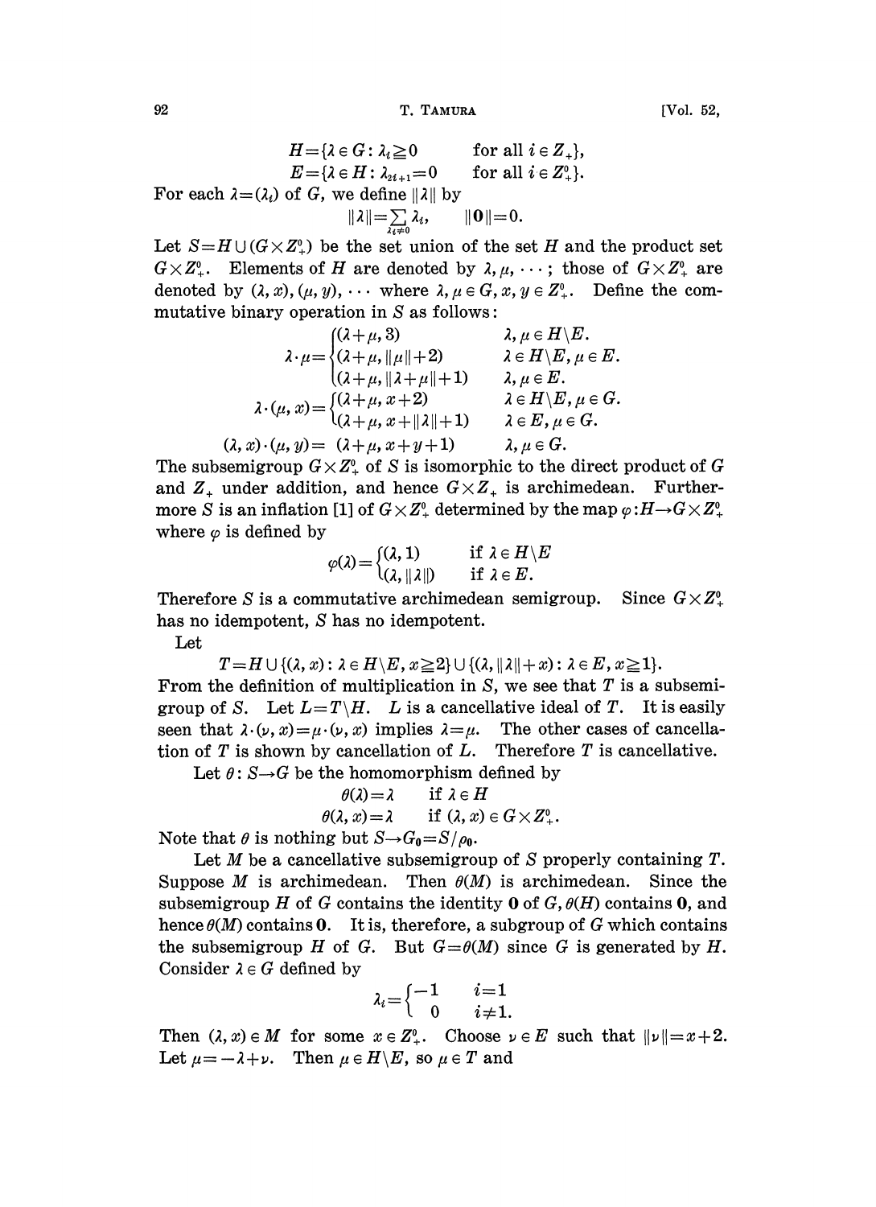$$H = \{\lambda \in G : \lambda_i \geqq 0 \qquad \text{for all } i \in Z_+\},$$
$$E = \{\lambda \in H : \lambda_{2i+1} = 0 \qquad \text{for all } i \in Z_+^0\}.$$

For each $\lambda = (\lambda_i)$ of $G$, we define $\|\lambda\|$ by

$$\|\lambda\| = \sum_{\lambda_i \neq 0} \lambda_i, \qquad \|\mathbf{0}\| = 0.$$

Let $S = H \cup (G \times Z_+^0)$ be the set union of the set $H$ and the product set $G \times Z_+^0$. Elements of $H$ are denoted by $\lambda, \mu, \cdots$; those of $G \times Z_+^0$ are denoted by $(\lambda, x), (\mu, y), \cdots$ where $\lambda, \mu \in G, x, y \in Z_+^0$. Define the commutative binary operation in $S$ as follows:

$$\lambda \cdot \mu = \begin{cases} (\lambda + \mu, 3) & \lambda, \mu \in H \backslash E. \\ (\lambda + \mu, \|\mu\| + 2) & \lambda \in H \backslash E, \mu \in E. \\ (\lambda + \mu, \|\lambda + \mu\| + 1) & \lambda, \mu \in E. \end{cases}$$

$$\lambda \cdot (\mu, x) = \begin{cases} (\lambda + \mu, x + 2) & \lambda \in H \backslash E, \mu \in G. \\ (\lambda + \mu, x + \|\lambda\| + 1) & \lambda \in E, \mu \in G. \end{cases}$$

$$(\lambda, x) \cdot (\mu, y) = (\lambda + \mu, x + y + 1) \qquad \lambda, \mu \in G.$$

The subsemigroup $G \times Z_+^0$ of $S$ is isomorphic to the direct product of $G$ and $Z_+$ under addition, and hence $G \times Z_+$ is archimedean. Furthermore $S$ is an inflation [1] of $G \times Z_+^0$ determined by the map $\varphi : H \to G \times Z_+^0$ where $\varphi$ is defined by

$$\varphi(\lambda) = \begin{cases} (\lambda, 1) & \text{if } \lambda \in H \backslash E \\ (\lambda, \|\lambda\|) & \text{if } \lambda \in E. \end{cases}$$

Therefore $S$ is a commutative archimedean semigroup. Since $G \times Z_+^0$ has no idempotent, $S$ has no idempotent.

Let

$$T = H \cup \{(\lambda, x) : \lambda \in H \backslash E, x \geqq 2\} \cup \{(\lambda, \|\lambda\| + x) : \lambda \in E, x \geqq 1\}.$$

From the definition of multiplication in $S$, we see that $T$ is a subsemigroup of $S$. Let $L = T \backslash H$. $L$ is a cancellative ideal of $T$. It is easily seen that $\lambda \cdot (\nu, x) = \mu \cdot (\nu, x)$ implies $\lambda = \mu$. The other cases of cancellation of $T$ is shown by cancellation of $L$. Therefore $T$ is cancellative.

Let $\theta : S \to G$ be the homomorphism defined by

$$\theta(\lambda) = \lambda \qquad \text{if } \lambda \in H$$
$$\theta(\lambda, x) = \lambda \qquad \text{if } (\lambda, x) \in G \times Z_+^0.$$

Note that $\theta$ is nothing but $S \to G_0 = S/\rho_0$.

Let $M$ be a cancellative subsemigroup of $S$ properly containing $T$. Suppose $M$ is archimedean. Then $\theta(M)$ is archimedean. Since the subsemigroup $H$ of $G$ contains the identity $\mathbf{0}$ of $G$, $\theta(H)$ contains $\mathbf{0}$, and hence $\theta(M)$ contains $\mathbf{0}$. It is, therefore, a subgroup of $G$ which contains the subsemigroup $H$ of $G$. But $G = \theta(M)$ since $G$ is generated by $H$. Consider $\lambda \in G$ defined by

$$\lambda_i = \begin{cases} -1 & i = 1 \\ 0 & i \neq 1. \end{cases}$$

Then $(\lambda, x) \in M$ for some $x \in Z_+^0$. Choose $\nu \in E$ such that $\|\nu\| = x + 2$. Let $\mu = -\lambda + \nu$. Then $\mu \in H \backslash E$, so $\mu \in T$ and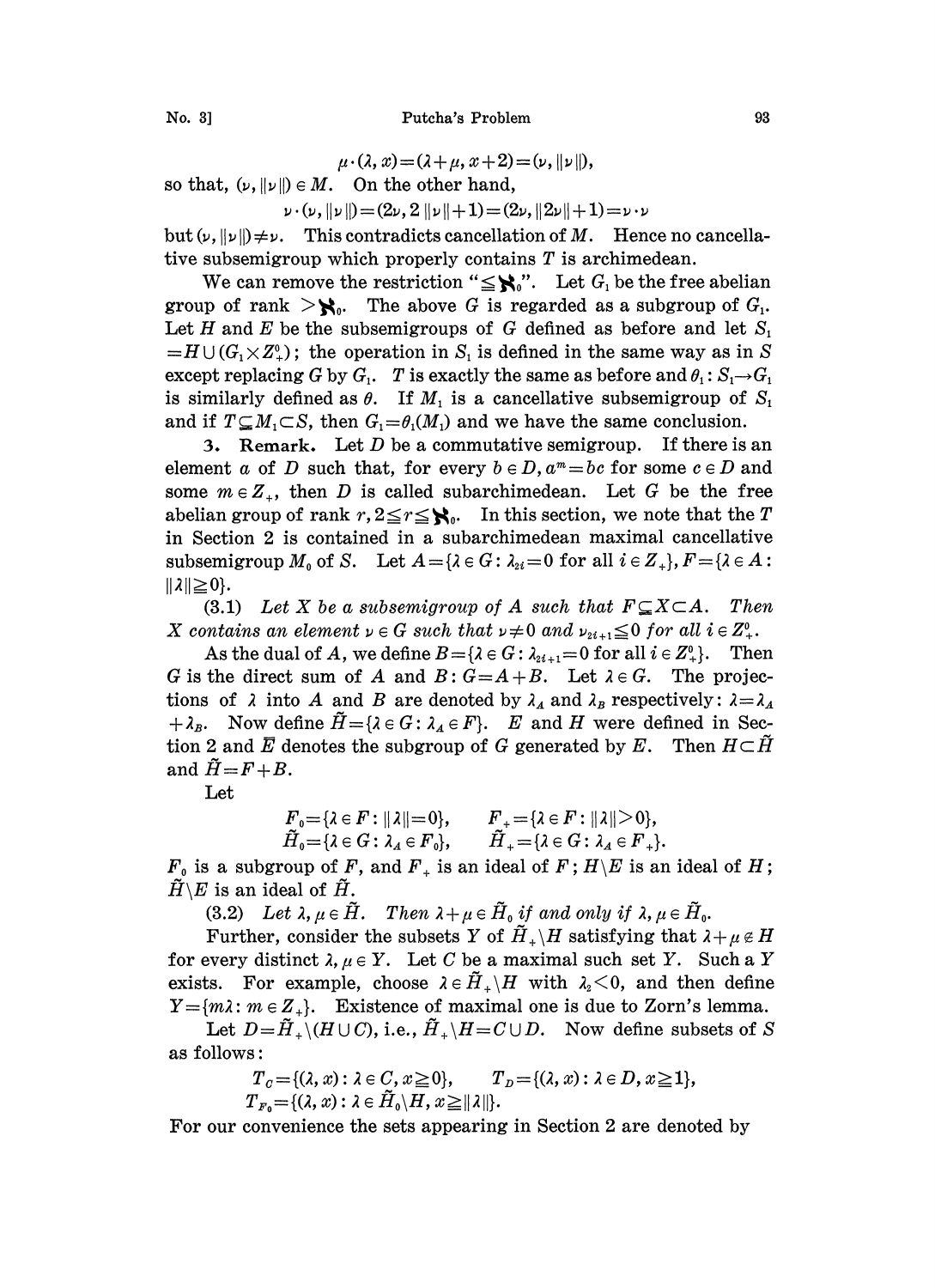$$\mu\cdot(\lambda, x)=(\lambda+\mu, x+2)=(\nu, \|\nu\|),$$

so that, $(\nu, \|\nu\|)\in M$. On the other hand,

$$\nu\cdot(\nu, \|\nu\|)=(2\nu, 2\|\nu\|+1)=(2\nu, \|2\nu\|+1)=\nu\cdot\nu$$

but $(\nu, \|\nu\|)\neq\nu$. This contradicts cancellation of $M$. Hence no cancellative subsemigroup which properly contains $T$ is archimedean.

We can remove the restriction "$\leqq\aleph_0$". Let $G_1$ be the free abelian group of rank $>\aleph_0$. The above $G$ is regarded as a subgroup of $G_1$. Let $H$ and $E$ be the subsemigroups of $G$ defined as before and let $S_1=H\cup(G_1\times Z_+^0)$; the operation in $S_1$ is defined in the same way as in $S$ except replacing $G$ by $G_1$. $T$ is exactly the same as before and $\theta_1: S_1\rightarrow G_1$ is similarly defined as $\theta$. If $M_1$ is a cancellative subsemigroup of $S_1$ and if $T\subsetneqq M_1\subset S$, then $G_1=\theta_1(M_1)$ and we have the same conclusion.

**3. Remark.** Let $D$ be a commutative semigroup. If there is an element $a$ of $D$ such that, for every $b\in D, a^m=bc$ for some $c\in D$ and some $m\in Z_+$, then $D$ is called subarchimedean. Let $G$ be the free abelian group of rank $r, 2\leqq r\leqq\aleph_0$. In this section, we note that the $T$ in Section 2 is contained in a subarchimedean maximal cancellative subsemigroup $M_0$ of $S$. Let $A=\{\lambda\in G: \lambda_{2i}=0 \text{ for all } i\in Z_+\}, F=\{\lambda\in A: \|\lambda\|\geqq 0\}$.

(3.1) *Let $X$ be a subsemigroup of $A$ such that $F\subsetneqq X\subset A$. Then $X$ contains an element $\nu\in G$ such that $\nu\neq 0$ and $\nu_{2i+1}\leqq 0$ for all $i\in Z_+^0$.*

As the dual of $A$, we define $B=\{\lambda\in G: \lambda_{2i+1}=0 \text{ for all } i\in Z_+^0\}$. Then $G$ is the direct sum of $A$ and $B$: $G=A+B$. Let $\lambda\in G$. The projections of $\lambda$ into $A$ and $B$ are denoted by $\lambda_A$ and $\lambda_B$ respectively: $\lambda=\lambda_A+\lambda_B$. Now define $\tilde{H}=\{\lambda\in G: \lambda_A\in F\}$. $E$ and $H$ were defined in Section 2 and $\bar{E}$ denotes the subgroup of $G$ generated by $E$. Then $H\subset\tilde{H}$ and $\tilde{H}=F+B$.

Let

$$F_0=\{\lambda\in F: \|\lambda\|=0\}, \qquad F_+=\{\lambda\in F: \|\lambda\|>0\},$$
$$\tilde{H}_0=\{\lambda\in G: \lambda_A\in F_0\}, \qquad \tilde{H}_+=\{\lambda\in G: \lambda_A\in F_+\}.$$

$F_0$ is a subgroup of $F$, and $F_+$ is an ideal of $F$; $H\backslash E$ is an ideal of $H$; $\tilde{H}\backslash E$ is an ideal of $\tilde{H}$.

(3.2) *Let $\lambda, \mu\in\tilde{H}$. Then $\lambda+\mu\in\tilde{H}_0$ if and only if $\lambda, \mu\in\tilde{H}_0$.*

Further, consider the subsets $Y$ of $\tilde{H}_+\backslash H$ satisfying that $\lambda+\mu\notin H$ for every distinct $\lambda, \mu\in Y$. Let $C$ be a maximal such set $Y$. Such a $Y$ exists. For example, choose $\lambda\in\tilde{H}_+\backslash H$ with $\lambda_2<0$, and then define $Y=\{m\lambda: m\in Z_+\}$. Existence of maximal one is due to Zorn's lemma.

Let $D=\tilde{H}_+\backslash(H\cup C)$, i.e., $\tilde{H}_+\backslash H=C\cup D$. Now define subsets of $S$ as follows:

$$T_C=\{(\lambda, x): \lambda\in C, x\geqq 0\}, \qquad T_D=\{(\lambda, x): \lambda\in D, x\geqq 1\},$$
$$T_{F_0}=\{(\lambda, x): \lambda\in\tilde{H}_0\backslash H, x\geqq\|\lambda\|\}.$$

For our convenience the sets appearing in Section 2 are denoted by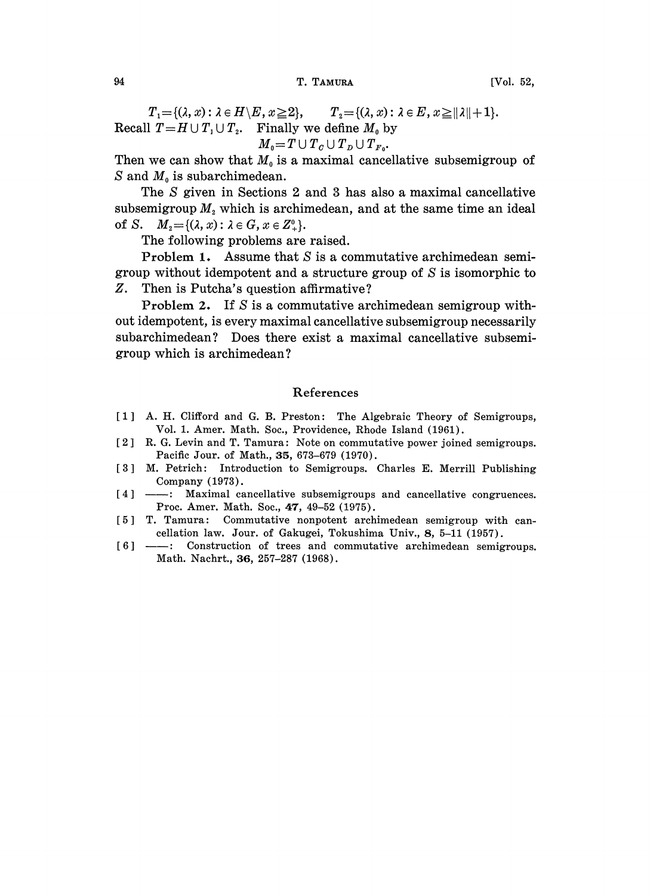$$T_1=\{(\lambda, x): \lambda \in H\backslash E, x \geqq 2\}, \qquad T_2=\{(\lambda, x): \lambda \in E, x \geqq \|\lambda\|+1\}.$$

Recall $T=H \cup T_1 \cup T_2$. Finally we define $M_0$ by

$$M_0=T \cup T_C \cup T_D \cup T_{F_0}.$$

Then we can show that $M_0$ is a maximal cancellative subsemigroup of $S$ and $M_0$ is subarchimedean.

The $S$ given in Sections 2 and 3 has also a maximal cancellative subsemigroup $M_2$ which is archimedean, and at the same time an ideal of $S$. $M_2=\{(\lambda, x): \lambda \in G, x \in Z_+^0\}$.

The following problems are raised.

**Problem 1.** Assume that $S$ is a commutative archimedean semigroup without idempotent and a structure group of $S$ is isomorphic to $Z$. Then is Putcha's question affirmative?

**Problem 2.** If $S$ is a commutative archimedean semigroup without idempotent, is every maximal cancellative subsemigroup necessarily subarchimedean? Does there exist a maximal cancellative subsemigroup which is archimedean?

## References

[1] A. H. Clifford and G. B. Preston: The Algebraic Theory of Semigroups, Vol. 1. Amer. Math. Soc., Providence, Rhode Island (1961).

[2] R. G. Levin and T. Tamura: Note on commutative power joined semigroups. Pacific Jour. of Math., **35**, 673–679 (1970).

[3] M. Petrich: Introduction to Semigroups. Charles E. Merrill Publishing Company (1973).

[4] ——: Maximal cancellative subsemigroups and cancellative congruences. Proc. Amer. Math. Soc., **47**, 49–52 (1975).

[5] T. Tamura: Commutative nonpotent archimedean semigroup with cancellation law. Jour. of Gakugei, Tokushima Univ., **8**, 5–11 (1957).

[6] ——: Construction of trees and commutative archimedean semigroups. Math. Nachrt., **36**, 257–287 (1968).